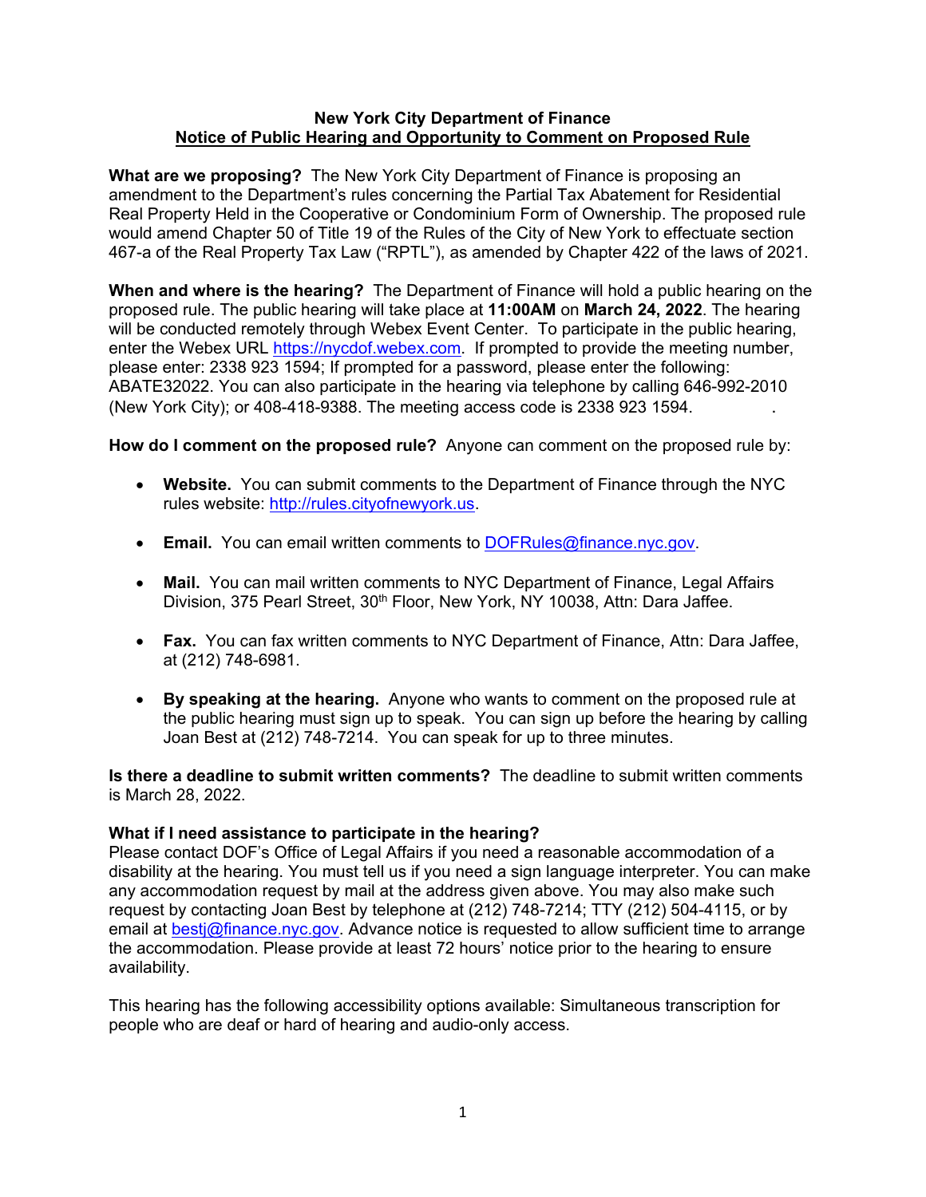**New York City Department of Finance**
**Notice of Public Hearing and Opportunity to Comment on Proposed Rule**

**What are we proposing?** The New York City Department of Finance is proposing an amendment to the Department's rules concerning the Partial Tax Abatement for Residential Real Property Held in the Cooperative or Condominium Form of Ownership. The proposed rule would amend Chapter 50 of Title 19 of the Rules of the City of New York to effectuate section 467-a of the Real Property Tax Law ("RPTL"), as amended by Chapter 422 of the laws of 2021.

**When and where is the hearing?** The Department of Finance will hold a public hearing on the proposed rule. The public hearing will take place at **11:00AM** on **March 24, 2022**. The hearing will be conducted remotely through Webex Event Center. To participate in the public hearing, enter the Webex URL https://nycdof.webex.com. If prompted to provide the meeting number, please enter: 2338 923 1594; If prompted for a password, please enter the following: ABATE32022. You can also participate in the hearing via telephone by calling 646-992-2010 (New York City); or 408-418-9388. The meeting access code is 2338 923 1594.

**How do I comment on the proposed rule?** Anyone can comment on the proposed rule by:

- **Website.** You can submit comments to the Department of Finance through the NYC rules website: http://rules.cityofnewyork.us.
- **Email.** You can email written comments to DOFRules@finance.nyc.gov.
- **Mail.** You can mail written comments to NYC Department of Finance, Legal Affairs Division, 375 Pearl Street, 30th Floor, New York, NY 10038, Attn: Dara Jaffee.
- **Fax.** You can fax written comments to NYC Department of Finance, Attn: Dara Jaffee, at (212) 748-6981.
- **By speaking at the hearing.** Anyone who wants to comment on the proposed rule at the public hearing must sign up to speak. You can sign up before the hearing by calling Joan Best at (212) 748-7214. You can speak for up to three minutes.

**Is there a deadline to submit written comments?** The deadline to submit written comments is March 28, 2022.

**What if I need assistance to participate in the hearing?**
Please contact DOF's Office of Legal Affairs if you need a reasonable accommodation of a disability at the hearing. You must tell us if you need a sign language interpreter. You can make any accommodation request by mail at the address given above. You may also make such request by contacting Joan Best by telephone at (212) 748-7214; TTY (212) 504-4115, or by email at bestj@finance.nyc.gov. Advance notice is requested to allow sufficient time to arrange the accommodation. Please provide at least 72 hours' notice prior to the hearing to ensure availability.

This hearing has the following accessibility options available: Simultaneous transcription for people who are deaf or hard of hearing and audio-only access.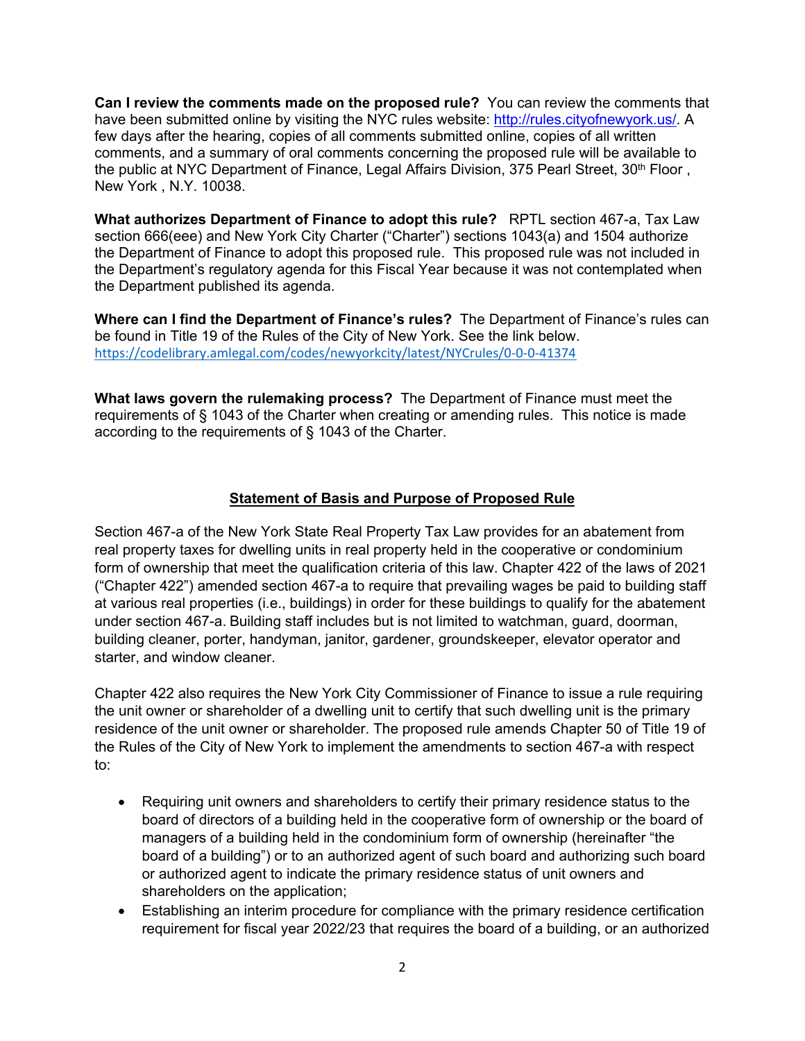**Can I review the comments made on the proposed rule?** You can review the comments that have been submitted online by visiting the NYC rules website: http://rules.cityofnewyork.us/. A few days after the hearing, copies of all comments submitted online, copies of all written comments, and a summary of oral comments concerning the proposed rule will be available to the public at NYC Department of Finance, Legal Affairs Division, 375 Pearl Street, 30th Floor , New York , N.Y. 10038.

**What authorizes Department of Finance to adopt this rule?** RPTL section 467-a, Tax Law section 666(eee) and New York City Charter ("Charter") sections 1043(a) and 1504 authorize the Department of Finance to adopt this proposed rule. This proposed rule was not included in the Department's regulatory agenda for this Fiscal Year because it was not contemplated when the Department published its agenda.

**Where can I find the Department of Finance's rules?** The Department of Finance's rules can be found in Title 19 of the Rules of the City of New York. See the link below. https://codelibrary.amlegal.com/codes/newyorkcity/latest/NYCrules/0-0-0-41374

**What laws govern the rulemaking process?** The Department of Finance must meet the requirements of § 1043 of the Charter when creating or amending rules. This notice is made according to the requirements of § 1043 of the Charter.

## Statement of Basis and Purpose of Proposed Rule

Section 467-a of the New York State Real Property Tax Law provides for an abatement from real property taxes for dwelling units in real property held in the cooperative or condominium form of ownership that meet the qualification criteria of this law. Chapter 422 of the laws of 2021 ("Chapter 422") amended section 467-a to require that prevailing wages be paid to building staff at various real properties (i.e., buildings) in order for these buildings to qualify for the abatement under section 467-a. Building staff includes but is not limited to watchman, guard, doorman, building cleaner, porter, handyman, janitor, gardener, groundskeeper, elevator operator and starter, and window cleaner.

Chapter 422 also requires the New York City Commissioner of Finance to issue a rule requiring the unit owner or shareholder of a dwelling unit to certify that such dwelling unit is the primary residence of the unit owner or shareholder. The proposed rule amends Chapter 50 of Title 19 of the Rules of the City of New York to implement the amendments to section 467-a with respect to:

- Requiring unit owners and shareholders to certify their primary residence status to the board of directors of a building held in the cooperative form of ownership or the board of managers of a building held in the condominium form of ownership (hereinafter "the board of a building") or to an authorized agent of such board and authorizing such board or authorized agent to indicate the primary residence status of unit owners and shareholders on the application;
- Establishing an interim procedure for compliance with the primary residence certification requirement for fiscal year 2022/23 that requires the board of a building, or an authorized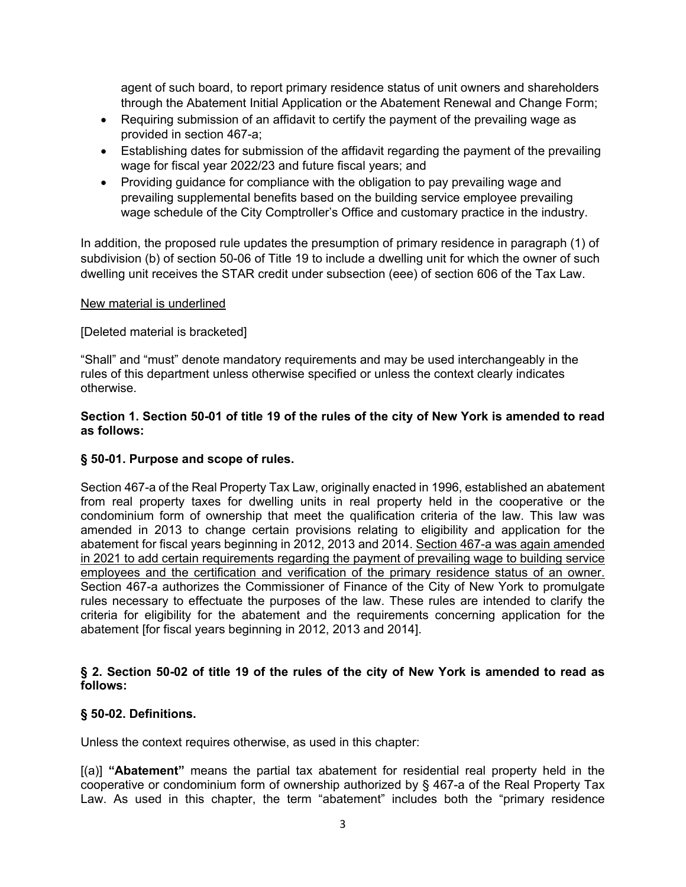agent of such board, to report primary residence status of unit owners and shareholders through the Abatement Initial Application or the Abatement Renewal and Change Form;

- Requiring submission of an affidavit to certify the payment of the prevailing wage as provided in section 467-a;
- Establishing dates for submission of the affidavit regarding the payment of the prevailing wage for fiscal year 2022/23 and future fiscal years; and
- Providing guidance for compliance with the obligation to pay prevailing wage and prevailing supplemental benefits based on the building service employee prevailing wage schedule of the City Comptroller's Office and customary practice in the industry.

In addition, the proposed rule updates the presumption of primary residence in paragraph (1) of subdivision (b) of section 50-06 of Title 19 to include a dwelling unit for which the owner of such dwelling unit receives the STAR credit under subsection (eee) of section 606 of the Tax Law.

<u>New material is underlined</u>

[Deleted material is bracketed]

"Shall" and "must" denote mandatory requirements and may be used interchangeably in the rules of this department unless otherwise specified or unless the context clearly indicates otherwise.

**Section 1. Section 50-01 of title 19 of the rules of the city of New York is amended to read as follows:**

**§ 50-01. Purpose and scope of rules.**

Section 467-a of the Real Property Tax Law, originally enacted in 1996, established an abatement from real property taxes for dwelling units in real property held in the cooperative or the condominium form of ownership that meet the qualification criteria of the law. This law was amended in 2013 to change certain provisions relating to eligibility and application for the abatement for fiscal years beginning in 2012, 2013 and 2014. <u>Section 467-a was again amended in 2021 to add certain requirements regarding the payment of prevailing wage to building service employees and the certification and verification of the primary residence status of an owner.</u> Section 467-a authorizes the Commissioner of Finance of the City of New York to promulgate rules necessary to effectuate the purposes of the law. These rules are intended to clarify the criteria for eligibility for the abatement and the requirements concerning application for the abatement [for fiscal years beginning in 2012, 2013 and 2014].

**§ 2. Section 50-02 of title 19 of the rules of the city of New York is amended to read as follows:**

**§ 50-02. Definitions.**

Unless the context requires otherwise, as used in this chapter:

[(a)] **"Abatement"** means the partial tax abatement for residential real property held in the cooperative or condominium form of ownership authorized by § 467-a of the Real Property Tax Law. As used in this chapter, the term "abatement" includes both the "primary residence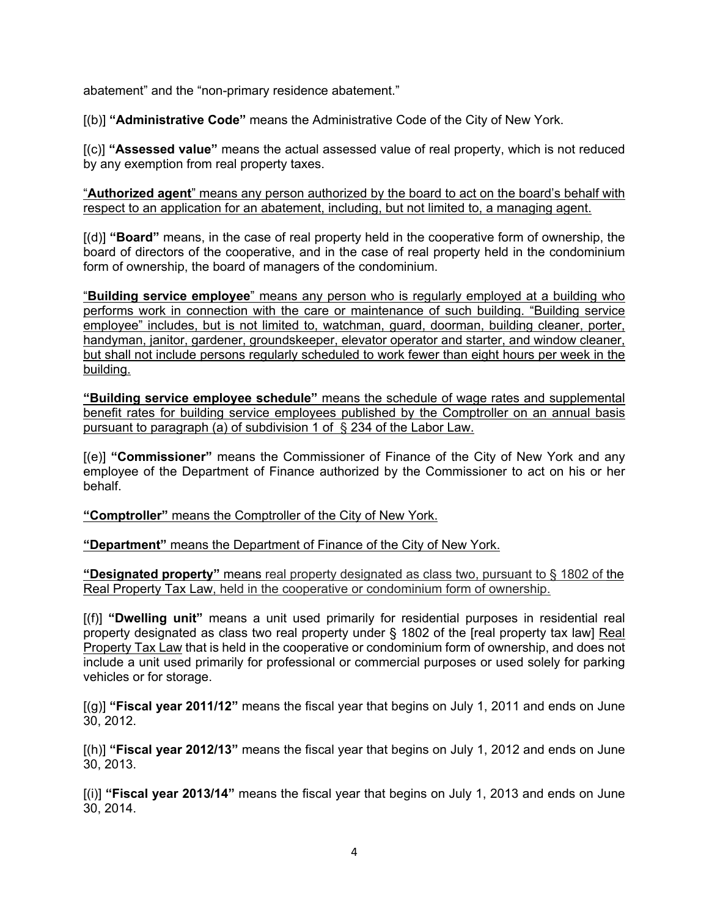abatement" and the "non-primary residence abatement."

[(b)] **"Administrative Code"** means the Administrative Code of the City of New York.

[(c)] **"Assessed value"** means the actual assessed value of real property, which is not reduced by any exemption from real property taxes.

"**Authorized agent**" means any person authorized by the board to act on the board's behalf with respect to an application for an abatement, including, but not limited to, a managing agent.

[(d)] **"Board"** means, in the case of real property held in the cooperative form of ownership, the board of directors of the cooperative, and in the case of real property held in the condominium form of ownership, the board of managers of the condominium.

"**Building service employee**" means any person who is regularly employed at a building who performs work in connection with the care or maintenance of such building. "Building service employee" includes, but is not limited to, watchman, guard, doorman, building cleaner, porter, handyman, janitor, gardener, groundskeeper, elevator operator and starter, and window cleaner, but shall not include persons regularly scheduled to work fewer than eight hours per week in the building.

**"Building service employee schedule"** means the schedule of wage rates and supplemental benefit rates for building service employees published by the Comptroller on an annual basis pursuant to paragraph (a) of subdivision 1 of § 234 of the Labor Law.

[(e)] **"Commissioner"** means the Commissioner of Finance of the City of New York and any employee of the Department of Finance authorized by the Commissioner to act on his or her behalf.

**"Comptroller"** means the Comptroller of the City of New York.

**"Department"** means the Department of Finance of the City of New York.

**"Designated property"** means real property designated as class two, pursuant to § 1802 of the Real Property Tax Law, held in the cooperative or condominium form of ownership.

[(f)] **"Dwelling unit"** means a unit used primarily for residential purposes in residential real property designated as class two real property under § 1802 of the [real property tax law] Real Property Tax Law that is held in the cooperative or condominium form of ownership, and does not include a unit used primarily for professional or commercial purposes or used solely for parking vehicles or for storage.

[(g)] **"Fiscal year 2011/12"** means the fiscal year that begins on July 1, 2011 and ends on June 30, 2012.

[(h)] **"Fiscal year 2012/13"** means the fiscal year that begins on July 1, 2012 and ends on June 30, 2013.

[(i)] **"Fiscal year 2013/14"** means the fiscal year that begins on July 1, 2013 and ends on June 30, 2014.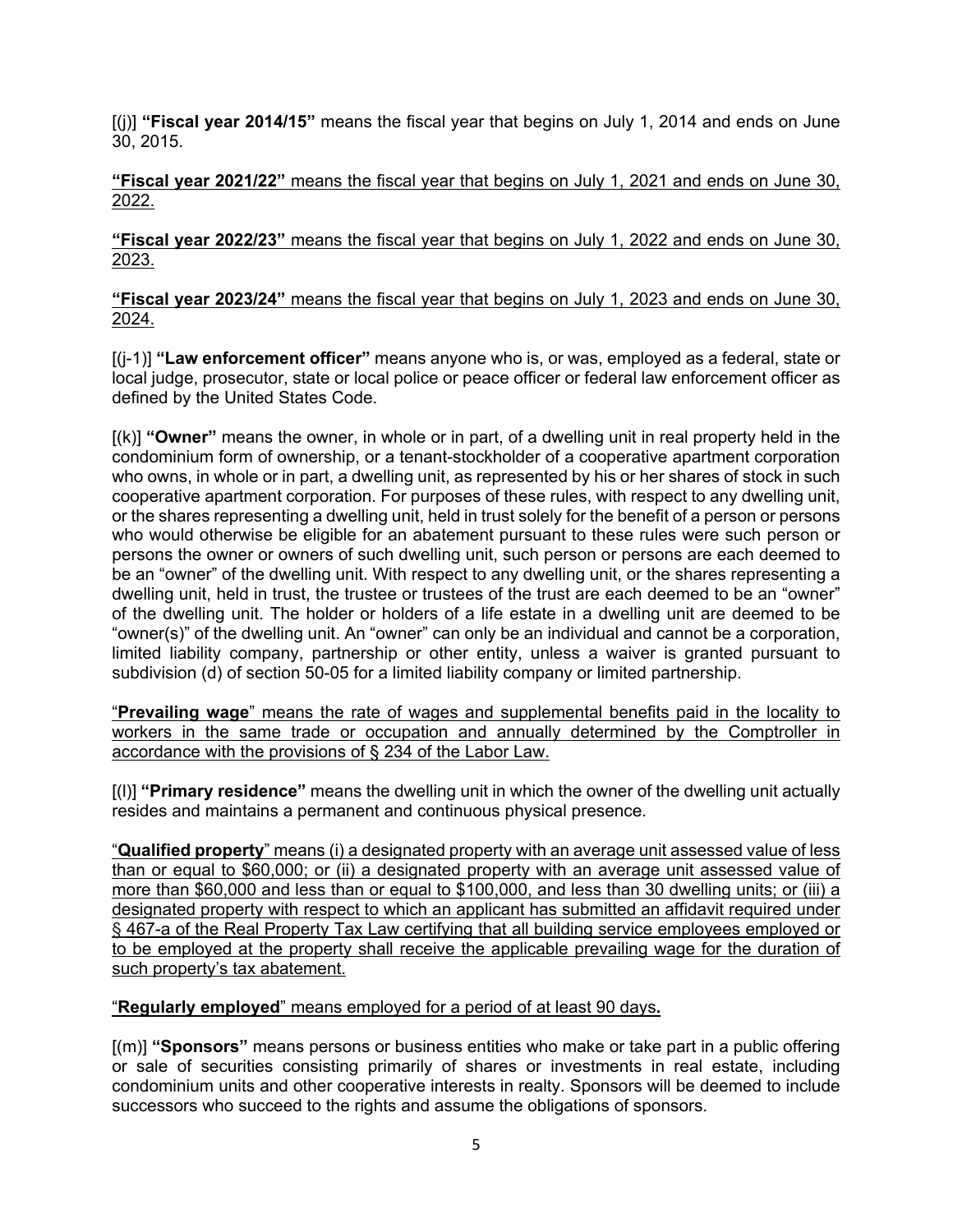[(j)] **"Fiscal year 2014/15"** means the fiscal year that begins on July 1, 2014 and ends on June 30, 2015.

**"Fiscal year 2021/22"** means the fiscal year that begins on July 1, 2021 and ends on June 30, 2022.

**"Fiscal year 2022/23"** means the fiscal year that begins on July 1, 2022 and ends on June 30, 2023.

**"Fiscal year 2023/24"** means the fiscal year that begins on July 1, 2023 and ends on June 30, 2024.

[(j-1)] **"Law enforcement officer"** means anyone who is, or was, employed as a federal, state or local judge, prosecutor, state or local police or peace officer or federal law enforcement officer as defined by the United States Code.

[(k)] **"Owner"** means the owner, in whole or in part, of a dwelling unit in real property held in the condominium form of ownership, or a tenant-stockholder of a cooperative apartment corporation who owns, in whole or in part, a dwelling unit, as represented by his or her shares of stock in such cooperative apartment corporation. For purposes of these rules, with respect to any dwelling unit, or the shares representing a dwelling unit, held in trust solely for the benefit of a person or persons who would otherwise be eligible for an abatement pursuant to these rules were such person or persons the owner or owners of such dwelling unit, such person or persons are each deemed to be an "owner" of the dwelling unit. With respect to any dwelling unit, or the shares representing a dwelling unit, held in trust, the trustee or trustees of the trust are each deemed to be an "owner" of the dwelling unit. The holder or holders of a life estate in a dwelling unit are deemed to be "owner(s)" of the dwelling unit. An "owner" can only be an individual and cannot be a corporation, limited liability company, partnership or other entity, unless a waiver is granted pursuant to subdivision (d) of section 50-05 for a limited liability company or limited partnership.

"**Prevailing wage**" means the rate of wages and supplemental benefits paid in the locality to workers in the same trade or occupation and annually determined by the Comptroller in accordance with the provisions of § 234 of the Labor Law.

[(l)] **"Primary residence"** means the dwelling unit in which the owner of the dwelling unit actually resides and maintains a permanent and continuous physical presence.

"**Qualified property**" means (i) a designated property with an average unit assessed value of less than or equal to $60,000; or (ii) a designated property with an average unit assessed value of more than $60,000 and less than or equal to $100,000, and less than 30 dwelling units; or (iii) a designated property with respect to which an applicant has submitted an affidavit required under § 467-a of the Real Property Tax Law certifying that all building service employees employed or to be employed at the property shall receive the applicable prevailing wage for the duration of such property's tax abatement.

"**Regularly employed**" means employed for a period of at least 90 days**.**

[(m)] **"Sponsors"** means persons or business entities who make or take part in a public offering or sale of securities consisting primarily of shares or investments in real estate, including condominium units and other cooperative interests in realty. Sponsors will be deemed to include successors who succeed to the rights and assume the obligations of sponsors.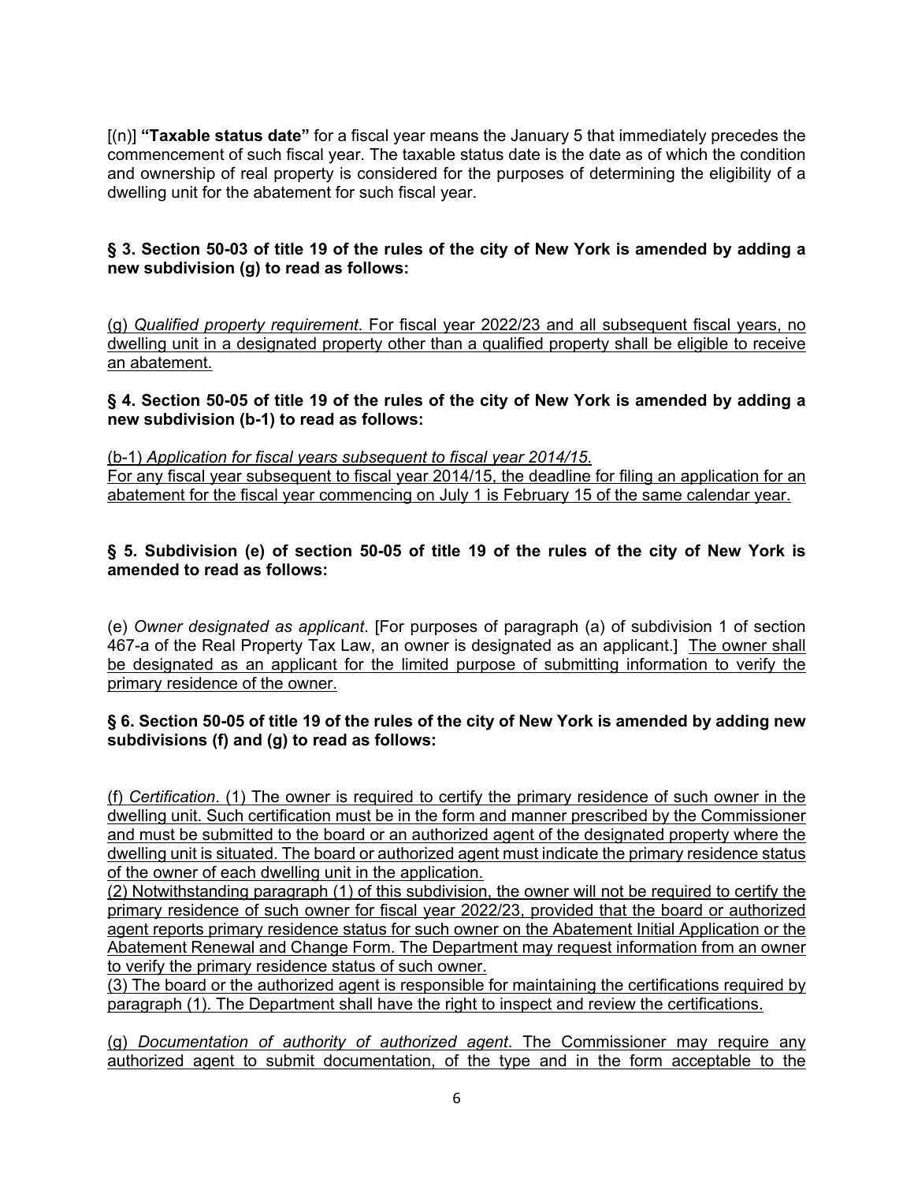[(n)] **"Taxable status date"** for a fiscal year means the January 5 that immediately precedes the commencement of such fiscal year. The taxable status date is the date as of which the condition and ownership of real property is considered for the purposes of determining the eligibility of a dwelling unit for the abatement for such fiscal year.

**§ 3. Section 50-03 of title 19 of the rules of the city of New York is amended by adding a new subdivision (g) to read as follows:**

<u>(g) *Qualified property requirement*. For fiscal year 2022/23 and all subsequent fiscal years, no dwelling unit in a designated property other than a qualified property shall be eligible to receive an abatement.</u>

**§ 4. Section 50-05 of title 19 of the rules of the city of New York is amended by adding a new subdivision (b-1) to read as follows:**

<u>(b-1) *Application for fiscal years subsequent to fiscal year 2014/15*.</u>
<u>For any fiscal year subsequent to fiscal year 2014/15, the deadline for filing an application for an abatement for the fiscal year commencing on July 1 is February 15 of the same calendar year.</u>

**§ 5. Subdivision (e) of section 50-05 of title 19 of the rules of the city of New York is amended to read as follows:**

(e) *Owner designated as applicant*. [For purposes of paragraph (a) of subdivision 1 of section 467-a of the Real Property Tax Law, an owner is designated as an applicant.] <u>The owner shall be designated as an applicant for the limited purpose of submitting information to verify the primary residence of the owner.</u>

**§ 6. Section 50-05 of title 19 of the rules of the city of New York is amended by adding new subdivisions (f) and (g) to read as follows:**

<u>(f) *Certification*. (1) The owner is required to certify the primary residence of such owner in the dwelling unit. Such certification must be in the form and manner prescribed by the Commissioner and must be submitted to the board or an authorized agent of the designated property where the dwelling unit is situated. The board or authorized agent must indicate the primary residence status of the owner of each dwelling unit in the application.</u>
<u>(2) Notwithstanding paragraph (1) of this subdivision, the owner will not be required to certify the primary residence of such owner for fiscal year 2022/23, provided that the board or authorized agent reports primary residence status for such owner on the Abatement Initial Application or the Abatement Renewal and Change Form. The Department may request information from an owner to verify the primary residence status of such owner.</u>
<u>(3) The board or the authorized agent is responsible for maintaining the certifications required by paragraph (1). The Department shall have the right to inspect and review the certifications.</u>

<u>(g) *Documentation of authority of authorized agent*. The Commissioner may require any authorized agent to submit documentation, of the type and in the form acceptable to the</u>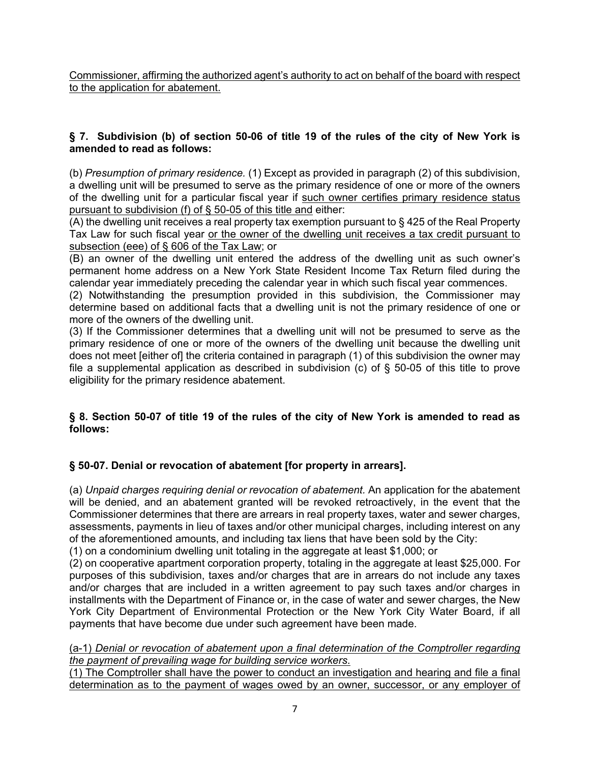<u>Commissioner, affirming the authorized agent's authority to act on behalf of the board with respect to the application for abatement.</u>

**§ 7. Subdivision (b) of section 50-06 of title 19 of the rules of the city of New York is amended to read as follows:**

(b) *Presumption of primary residence.* (1) Except as provided in paragraph (2) of this subdivision, a dwelling unit will be presumed to serve as the primary residence of one or more of the owners of the dwelling unit for a particular fiscal year if <u>such owner certifies primary residence status pursuant to subdivision (f) of § 50-05 of this title and</u> either:

(A) the dwelling unit receives a real property tax exemption pursuant to § 425 of the Real Property Tax Law for such fiscal year <u>or the owner of the dwelling unit receives a tax credit pursuant to subsection (eee) of § 606 of the Tax Law</u>; or

(B) an owner of the dwelling unit entered the address of the dwelling unit as such owner's permanent home address on a New York State Resident Income Tax Return filed during the calendar year immediately preceding the calendar year in which such fiscal year commences.

(2) Notwithstanding the presumption provided in this subdivision, the Commissioner may determine based on additional facts that a dwelling unit is not the primary residence of one or more of the owners of the dwelling unit.

(3) If the Commissioner determines that a dwelling unit will not be presumed to serve as the primary residence of one or more of the owners of the dwelling unit because the dwelling unit does not meet [either of] the criteria contained in paragraph (1) of this subdivision the owner may file a supplemental application as described in subdivision (c) of § 50-05 of this title to prove eligibility for the primary residence abatement.

**§ 8. Section 50-07 of title 19 of the rules of the city of New York is amended to read as follows:**

**§ 50-07. Denial or revocation of abatement [for property in arrears].**

(a) *Unpaid charges requiring denial or revocation of abatement.* An application for the abatement will be denied, and an abatement granted will be revoked retroactively, in the event that the Commissioner determines that there are arrears in real property taxes, water and sewer charges, assessments, payments in lieu of taxes and/or other municipal charges, including interest on any of the aforementioned amounts, and including tax liens that have been sold by the City:

(1) on a condominium dwelling unit totaling in the aggregate at least $1,000; or

(2) on cooperative apartment corporation property, totaling in the aggregate at least $25,000. For purposes of this subdivision, taxes and/or charges that are in arrears do not include any taxes and/or charges that are included in a written agreement to pay such taxes and/or charges in installments with the Department of Finance or, in the case of water and sewer charges, the New York City Department of Environmental Protection or the New York City Water Board, if all payments that have become due under such agreement have been made.

<u>(a-1) *Denial or revocation of abatement upon a final determination of the Comptroller regarding the payment of prevailing wage for building service workers.*</u>

<u>(1) The Comptroller shall have the power to conduct an investigation and hearing and file a final determination as to the payment of wages owed by an owner, successor, or any employer of</u>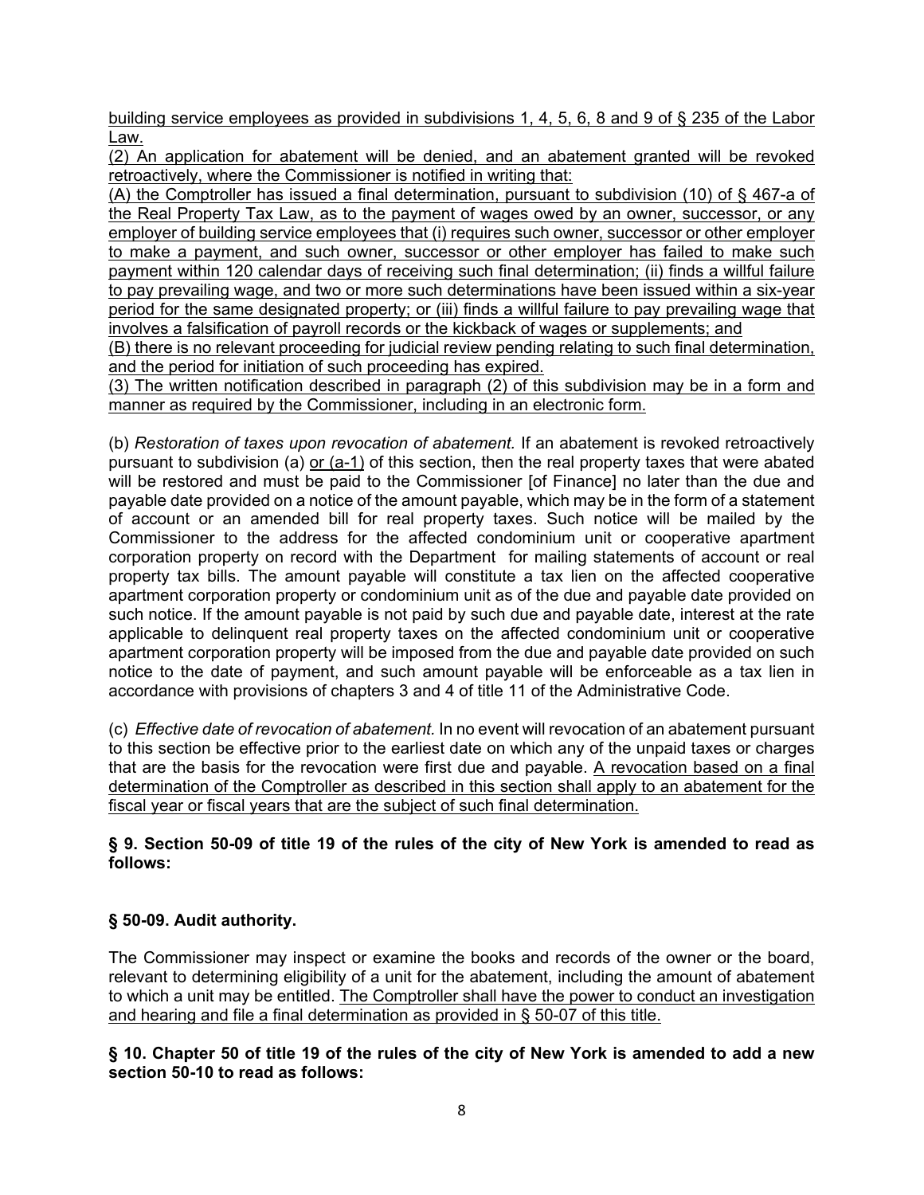building service employees as provided in subdivisions 1, 4, 5, 6, 8 and 9 of § 235 of the Labor Law.

(2) An application for abatement will be denied, and an abatement granted will be revoked retroactively, where the Commissioner is notified in writing that:

(A) the Comptroller has issued a final determination, pursuant to subdivision (10) of § 467-a of the Real Property Tax Law, as to the payment of wages owed by an owner, successor, or any employer of building service employees that (i) requires such owner, successor or other employer to make a payment, and such owner, successor or other employer has failed to make such payment within 120 calendar days of receiving such final determination; (ii) finds a willful failure to pay prevailing wage, and two or more such determinations have been issued within a six-year period for the same designated property; or (iii) finds a willful failure to pay prevailing wage that involves a falsification of payroll records or the kickback of wages or supplements; and

(B) there is no relevant proceeding for judicial review pending relating to such final determination, and the period for initiation of such proceeding has expired.

(3) The written notification described in paragraph (2) of this subdivision may be in a form and manner as required by the Commissioner, including in an electronic form.

(b) *Restoration of taxes upon revocation of abatement.* If an abatement is revoked retroactively pursuant to subdivision (a) or (a-1) of this section, then the real property taxes that were abated will be restored and must be paid to the Commissioner [of Finance] no later than the due and payable date provided on a notice of the amount payable, which may be in the form of a statement of account or an amended bill for real property taxes. Such notice will be mailed by the Commissioner to the address for the affected condominium unit or cooperative apartment corporation property on record with the Department for mailing statements of account or real property tax bills. The amount payable will constitute a tax lien on the affected cooperative apartment corporation property or condominium unit as of the due and payable date provided on such notice. If the amount payable is not paid by such due and payable date, interest at the rate applicable to delinquent real property taxes on the affected condominium unit or cooperative apartment corporation property will be imposed from the due and payable date provided on such notice to the date of payment, and such amount payable will be enforceable as a tax lien in accordance with provisions of chapters 3 and 4 of title 11 of the Administrative Code.

(c) *Effective date of revocation of abatement.* In no event will revocation of an abatement pursuant to this section be effective prior to the earliest date on which any of the unpaid taxes or charges that are the basis for the revocation were first due and payable. A revocation based on a final determination of the Comptroller as described in this section shall apply to an abatement for the fiscal year or fiscal years that are the subject of such final determination.

**§ 9. Section 50-09 of title 19 of the rules of the city of New York is amended to read as follows:**

**§ 50-09. Audit authority.**

The Commissioner may inspect or examine the books and records of the owner or the board, relevant to determining eligibility of a unit for the abatement, including the amount of abatement to which a unit may be entitled. The Comptroller shall have the power to conduct an investigation and hearing and file a final determination as provided in § 50-07 of this title.

**§ 10. Chapter 50 of title 19 of the rules of the city of New York is amended to add a new section 50-10 to read as follows:**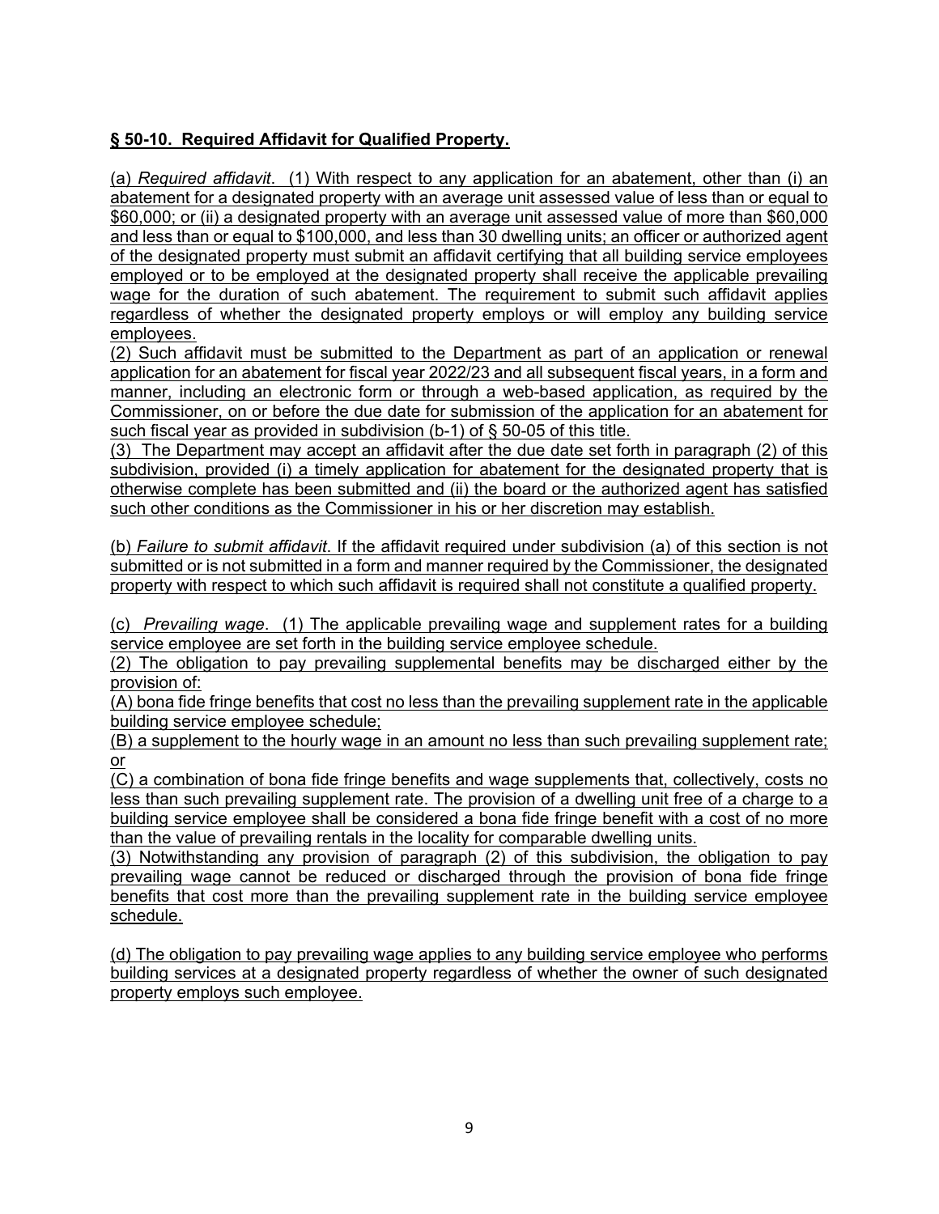**§ 50-10. Required Affidavit for Qualified Property.**

(a) *Required affidavit*. (1) With respect to any application for an abatement, other than (i) an abatement for a designated property with an average unit assessed value of less than or equal to $60,000; or (ii) a designated property with an average unit assessed value of more than $60,000 and less than or equal to $100,000, and less than 30 dwelling units; an officer or authorized agent of the designated property must submit an affidavit certifying that all building service employees employed or to be employed at the designated property shall receive the applicable prevailing wage for the duration of such abatement. The requirement to submit such affidavit applies regardless of whether the designated property employs or will employ any building service employees.

(2) Such affidavit must be submitted to the Department as part of an application or renewal application for an abatement for fiscal year 2022/23 and all subsequent fiscal years, in a form and manner, including an electronic form or through a web-based application, as required by the Commissioner, on or before the due date for submission of the application for an abatement for such fiscal year as provided in subdivision (b-1) of § 50-05 of this title.

(3) The Department may accept an affidavit after the due date set forth in paragraph (2) of this subdivision, provided (i) a timely application for abatement for the designated property that is otherwise complete has been submitted and (ii) the board or the authorized agent has satisfied such other conditions as the Commissioner in his or her discretion may establish.

(b) *Failure to submit affidavit*. If the affidavit required under subdivision (a) of this section is not submitted or is not submitted in a form and manner required by the Commissioner, the designated property with respect to which such affidavit is required shall not constitute a qualified property.

(c) *Prevailing wage*. (1) The applicable prevailing wage and supplement rates for a building service employee are set forth in the building service employee schedule.

(2) The obligation to pay prevailing supplemental benefits may be discharged either by the provision of:

(A) bona fide fringe benefits that cost no less than the prevailing supplement rate in the applicable building service employee schedule;

(B) a supplement to the hourly wage in an amount no less than such prevailing supplement rate; or

(C) a combination of bona fide fringe benefits and wage supplements that, collectively, costs no less than such prevailing supplement rate. The provision of a dwelling unit free of a charge to a building service employee shall be considered a bona fide fringe benefit with a cost of no more than the value of prevailing rentals in the locality for comparable dwelling units.

(3) Notwithstanding any provision of paragraph (2) of this subdivision, the obligation to pay prevailing wage cannot be reduced or discharged through the provision of bona fide fringe benefits that cost more than the prevailing supplement rate in the building service employee schedule.

(d) The obligation to pay prevailing wage applies to any building service employee who performs building services at a designated property regardless of whether the owner of such designated property employs such employee.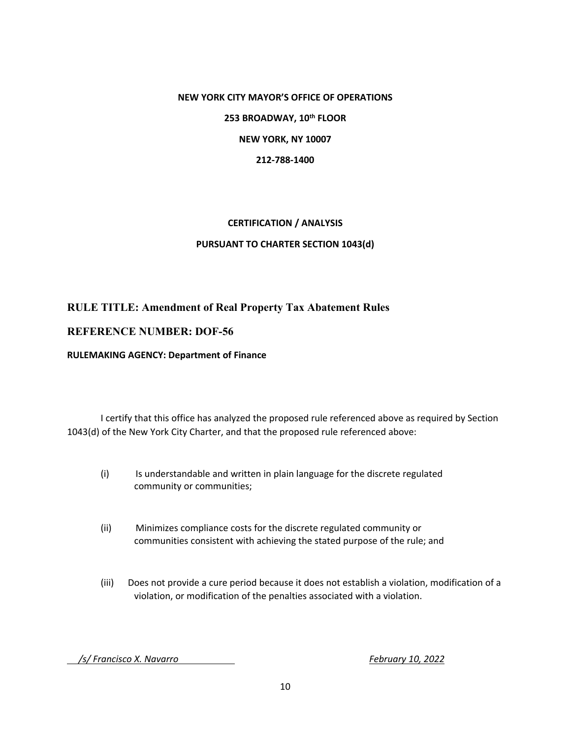**NEW YORK CITY MAYOR'S OFFICE OF OPERATIONS**

**253 BROADWAY, 10th FLOOR**

**NEW YORK, NY 10007**

**212-788-1400**

**CERTIFICATION / ANALYSIS**

**PURSUANT TO CHARTER SECTION 1043(d)**

## RULE TITLE: Amendment of Real Property Tax Abatement Rules

## REFERENCE NUMBER: DOF-56

**RULEMAKING AGENCY: Department of Finance**

I certify that this office has analyzed the proposed rule referenced above as required by Section 1043(d) of the New York City Charter, and that the proposed rule referenced above:

(i) Is understandable and written in plain language for the discrete regulated community or communities;

(ii) Minimizes compliance costs for the discrete regulated community or communities consistent with achieving the stated purpose of the rule; and

(iii) Does not provide a cure period because it does not establish a violation, modification of a violation, or modification of the penalties associated with a violation.

*/s/ Francisco X. Navarro*　　　　　　　　　　*February 10, 2022*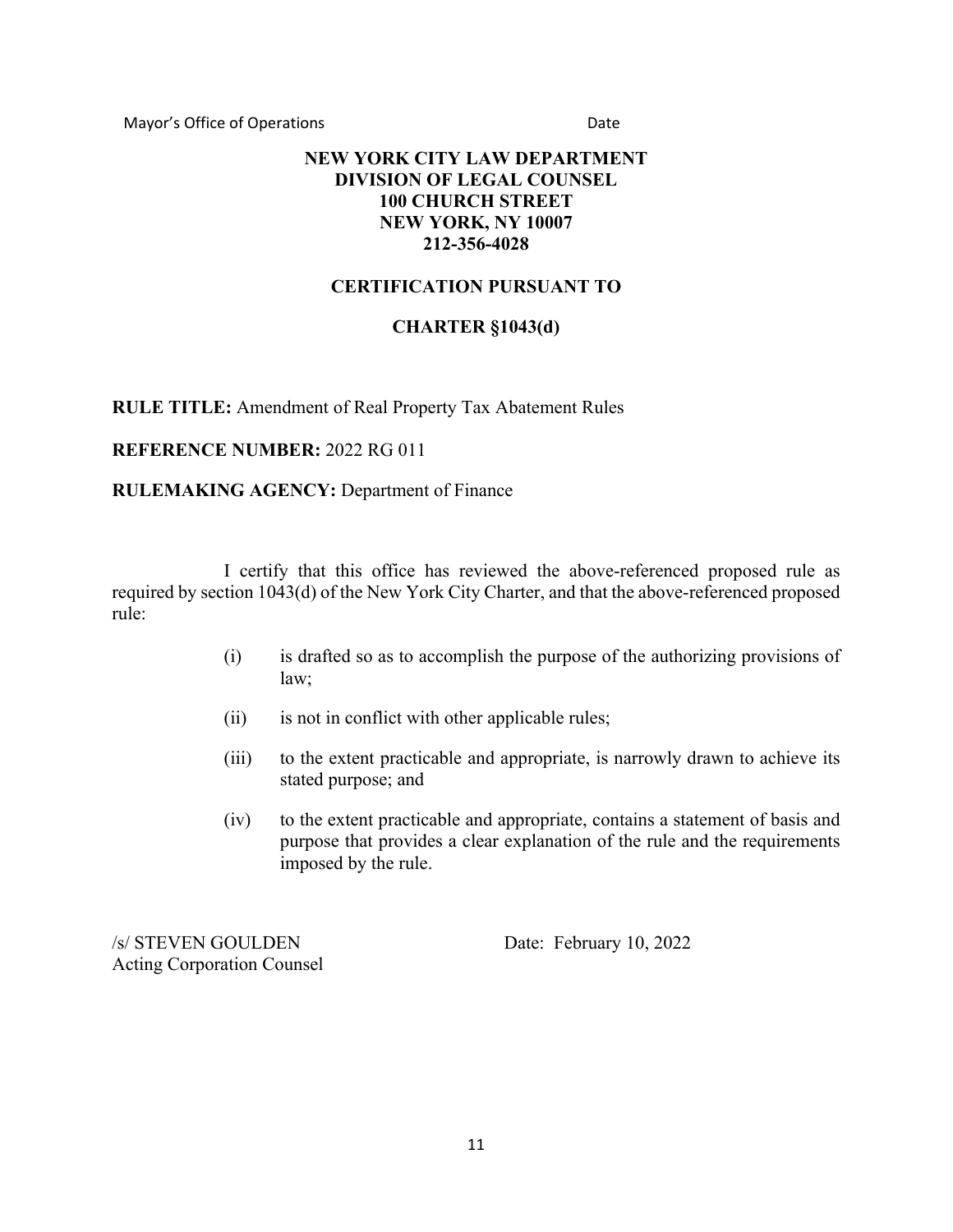Mayor's Office of Operations Date

**NEW YORK CITY LAW DEPARTMENT**
**DIVISION OF LEGAL COUNSEL**
**100 CHURCH STREET**
**NEW YORK, NY 10007**
**212-356-4028**

**CERTIFICATION PURSUANT TO**

**CHARTER §1043(d)**

**RULE TITLE:** Amendment of Real Property Tax Abatement Rules

**REFERENCE NUMBER:** 2022 RG 011

**RULEMAKING AGENCY:** Department of Finance

I certify that this office has reviewed the above-referenced proposed rule as required by section 1043(d) of the New York City Charter, and that the above-referenced proposed rule:

(i) is drafted so as to accomplish the purpose of the authorizing provisions of law;

(ii) is not in conflict with other applicable rules;

(iii) to the extent practicable and appropriate, is narrowly drawn to achieve its stated purpose; and

(iv) to the extent practicable and appropriate, contains a statement of basis and purpose that provides a clear explanation of the rule and the requirements imposed by the rule.

/s/ STEVEN GOULDEN
Acting Corporation Counsel

Date: February 10, 2022